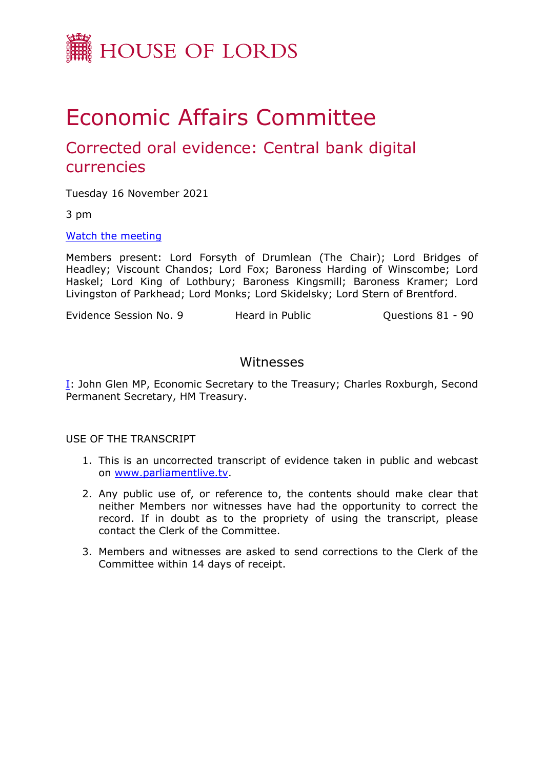HOUSE OF LORDS

# Economic Affairs Committee

## Corrected oral evidence: Central bank digital currencies

Tuesday 16 November 2021

3 pm

[Watch the meeting](#)

Members present: Lord Forsyth of Drumlean (The Chair); Lord Bridges of Headley; Viscount Chandos; Lord Fox; Baroness Harding of Winscombe; Lord Haskel; Lord King of Lothbury; Baroness Kingsmill; Baroness Kramer; Lord Livingston of Parkhead; Lord Monks; Lord Skidelsky; Lord Stern of Brentford.

Evidence Session No. 9 Heard in Public Questions 81 - 90

### Witnesses

I: John Glen MP, Economic Secretary to the Treasury; Charles Roxburgh, Second Permanent Secretary, HM Treasury.

USE OF THE TRANSCRIPT

1. This is an uncorrected transcript of evidence taken in public and webcast on www.parliamentlive.tv.
2. Any public use of, or reference to, the contents should make clear that neither Members nor witnesses have had the opportunity to correct the record. If in doubt as to the propriety of using the transcript, please contact the Clerk of the Committee.
3. Members and witnesses are asked to send corrections to the Clerk of the Committee within 14 days of receipt.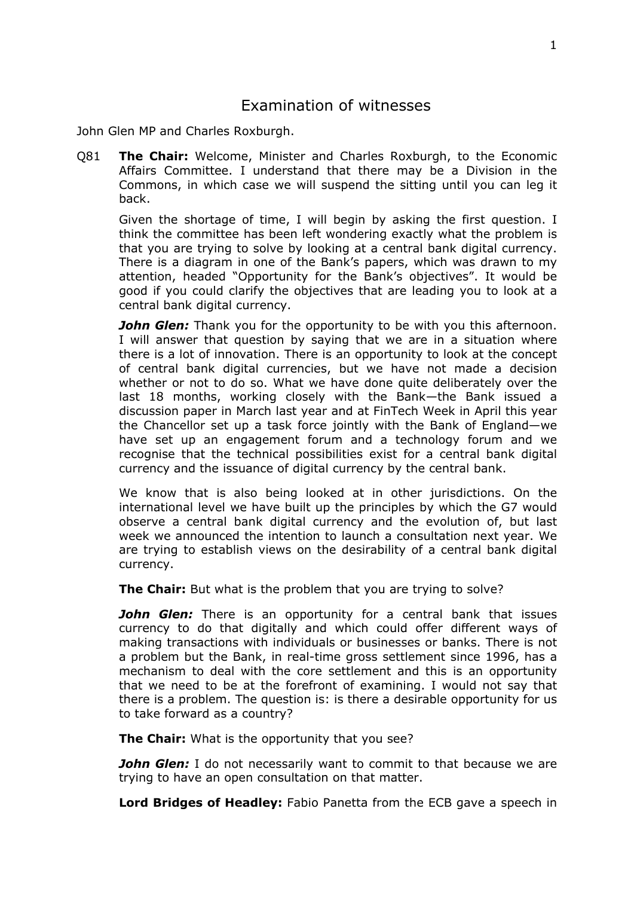# Examination of witnesses

John Glen MP and Charles Roxburgh.

Q81 **The Chair:** Welcome, Minister and Charles Roxburgh, to the Economic Affairs Committee. I understand that there may be a Division in the Commons, in which case we will suspend the sitting until you can leg it back.

Given the shortage of time, I will begin by asking the first question. I think the committee has been left wondering exactly what the problem is that you are trying to solve by looking at a central bank digital currency. There is a diagram in one of the Bank's papers, which was drawn to my attention, headed "Opportunity for the Bank's objectives". It would be good if you could clarify the objectives that are leading you to look at a central bank digital currency.

***John Glen:*** Thank you for the opportunity to be with you this afternoon. I will answer that question by saying that we are in a situation where there is a lot of innovation. There is an opportunity to look at the concept of central bank digital currencies, but we have not made a decision whether or not to do so. What we have done quite deliberately over the last 18 months, working closely with the Bank—the Bank issued a discussion paper in March last year and at FinTech Week in April this year the Chancellor set up a task force jointly with the Bank of England—we have set up an engagement forum and a technology forum and we recognise that the technical possibilities exist for a central bank digital currency and the issuance of digital currency by the central bank.

We know that is also being looked at in other jurisdictions. On the international level we have built up the principles by which the G7 would observe a central bank digital currency and the evolution of, but last week we announced the intention to launch a consultation next year. We are trying to establish views on the desirability of a central bank digital currency.

**The Chair:** But what is the problem that you are trying to solve?

***John Glen:*** There is an opportunity for a central bank that issues currency to do that digitally and which could offer different ways of making transactions with individuals or businesses or banks. There is not a problem but the Bank, in real-time gross settlement since 1996, has a mechanism to deal with the core settlement and this is an opportunity that we need to be at the forefront of examining. I would not say that there is a problem. The question is: is there a desirable opportunity for us to take forward as a country?

**The Chair:** What is the opportunity that you see?

***John Glen:*** I do not necessarily want to commit to that because we are trying to have an open consultation on that matter.

**Lord Bridges of Headley:** Fabio Panetta from the ECB gave a speech in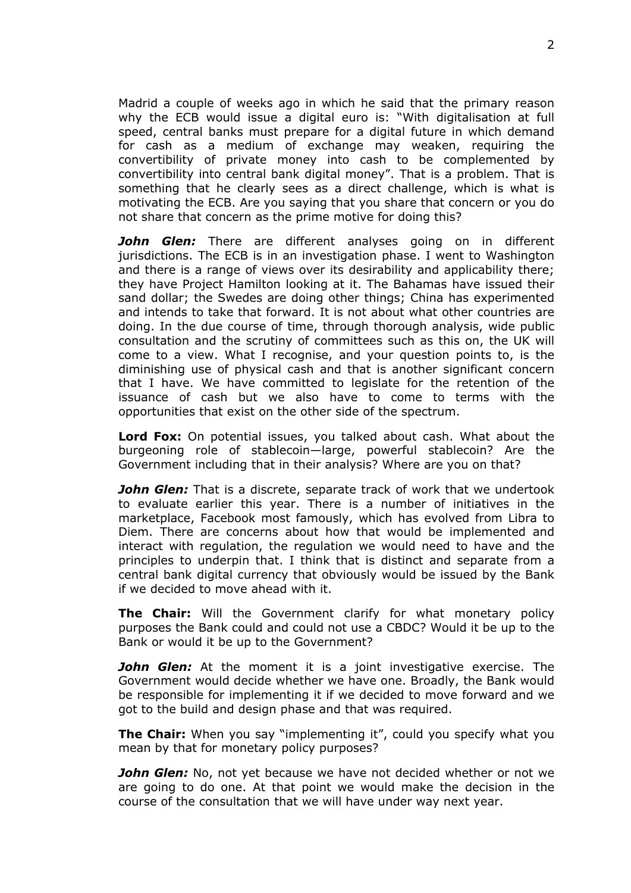Madrid a couple of weeks ago in which he said that the primary reason why the ECB would issue a digital euro is: "With digitalisation at full speed, central banks must prepare for a digital future in which demand for cash as a medium of exchange may weaken, requiring the convertibility of private money into cash to be complemented by convertibility into central bank digital money". That is a problem. That is something that he clearly sees as a direct challenge, which is what is motivating the ECB. Are you saying that you share that concern or you do not share that concern as the prime motive for doing this?

***John Glen:*** There are different analyses going on in different jurisdictions. The ECB is in an investigation phase. I went to Washington and there is a range of views over its desirability and applicability there; they have Project Hamilton looking at it. The Bahamas have issued their sand dollar; the Swedes are doing other things; China has experimented and intends to take that forward. It is not about what other countries are doing. In the due course of time, through thorough analysis, wide public consultation and the scrutiny of committees such as this on, the UK will come to a view. What I recognise, and your question points to, is the diminishing use of physical cash and that is another significant concern that I have. We have committed to legislate for the retention of the issuance of cash but we also have to come to terms with the opportunities that exist on the other side of the spectrum.

**Lord Fox:** On potential issues, you talked about cash. What about the burgeoning role of stablecoin—large, powerful stablecoin? Are the Government including that in their analysis? Where are you on that?

***John Glen:*** That is a discrete, separate track of work that we undertook to evaluate earlier this year. There is a number of initiatives in the marketplace, Facebook most famously, which has evolved from Libra to Diem. There are concerns about how that would be implemented and interact with regulation, the regulation we would need to have and the principles to underpin that. I think that is distinct and separate from a central bank digital currency that obviously would be issued by the Bank if we decided to move ahead with it.

**The Chair:** Will the Government clarify for what monetary policy purposes the Bank could and could not use a CBDC? Would it be up to the Bank or would it be up to the Government?

***John Glen:*** At the moment it is a joint investigative exercise. The Government would decide whether we have one. Broadly, the Bank would be responsible for implementing it if we decided to move forward and we got to the build and design phase and that was required.

**The Chair:** When you say "implementing it", could you specify what you mean by that for monetary policy purposes?

***John Glen:*** No, not yet because we have not decided whether or not we are going to do one. At that point we would make the decision in the course of the consultation that we will have under way next year.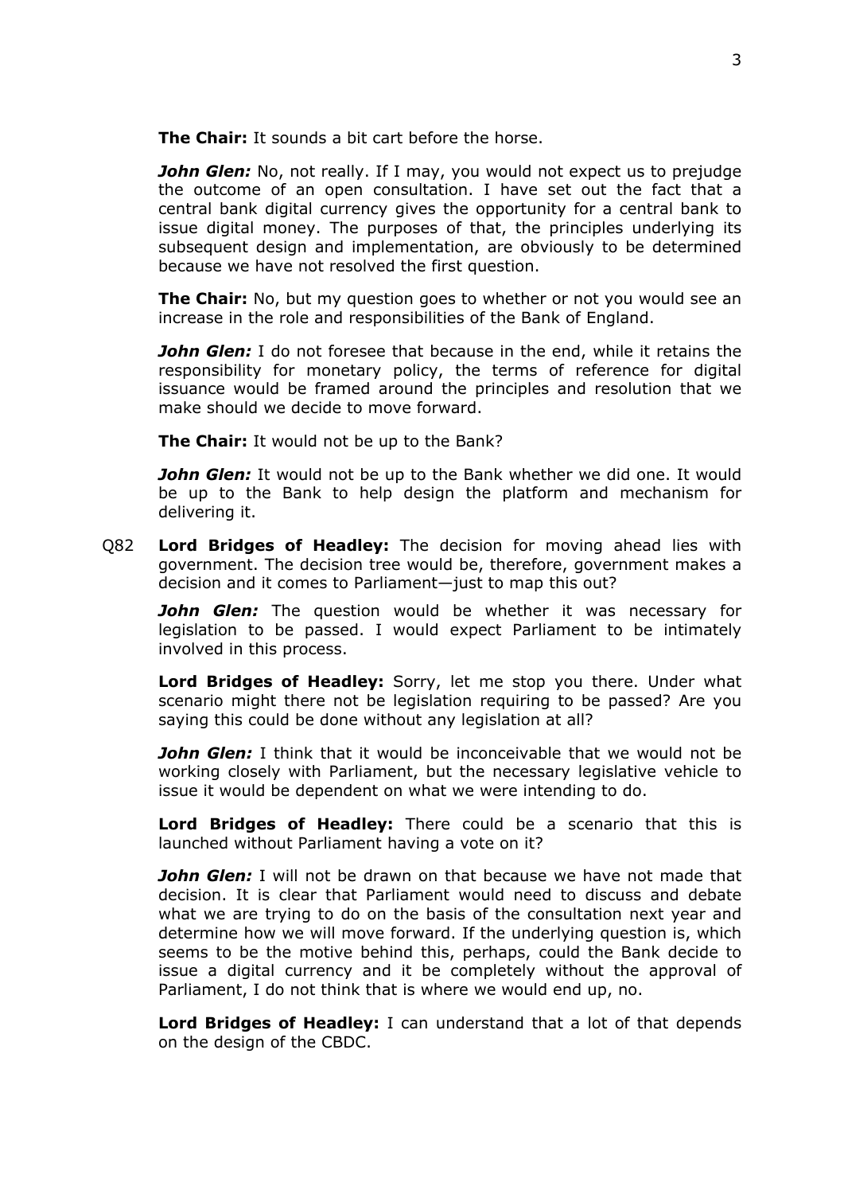**The Chair:** It sounds a bit cart before the horse.

***John Glen:*** No, not really. If I may, you would not expect us to prejudge the outcome of an open consultation. I have set out the fact that a central bank digital currency gives the opportunity for a central bank to issue digital money. The purposes of that, the principles underlying its subsequent design and implementation, are obviously to be determined because we have not resolved the first question.

**The Chair:** No, but my question goes to whether or not you would see an increase in the role and responsibilities of the Bank of England.

***John Glen:*** I do not foresee that because in the end, while it retains the responsibility for monetary policy, the terms of reference for digital issuance would be framed around the principles and resolution that we make should we decide to move forward.

**The Chair:** It would not be up to the Bank?

***John Glen:*** It would not be up to the Bank whether we did one. It would be up to the Bank to help design the platform and mechanism for delivering it.

Q82 **Lord Bridges of Headley:** The decision for moving ahead lies with government. The decision tree would be, therefore, government makes a decision and it comes to Parliament—just to map this out?

***John Glen:*** The question would be whether it was necessary for legislation to be passed. I would expect Parliament to be intimately involved in this process.

**Lord Bridges of Headley:** Sorry, let me stop you there. Under what scenario might there not be legislation requiring to be passed? Are you saying this could be done without any legislation at all?

***John Glen:*** I think that it would be inconceivable that we would not be working closely with Parliament, but the necessary legislative vehicle to issue it would be dependent on what we were intending to do.

**Lord Bridges of Headley:** There could be a scenario that this is launched without Parliament having a vote on it?

***John Glen:*** I will not be drawn on that because we have not made that decision. It is clear that Parliament would need to discuss and debate what we are trying to do on the basis of the consultation next year and determine how we will move forward. If the underlying question is, which seems to be the motive behind this, perhaps, could the Bank decide to issue a digital currency and it be completely without the approval of Parliament, I do not think that is where we would end up, no.

**Lord Bridges of Headley:** I can understand that a lot of that depends on the design of the CBDC.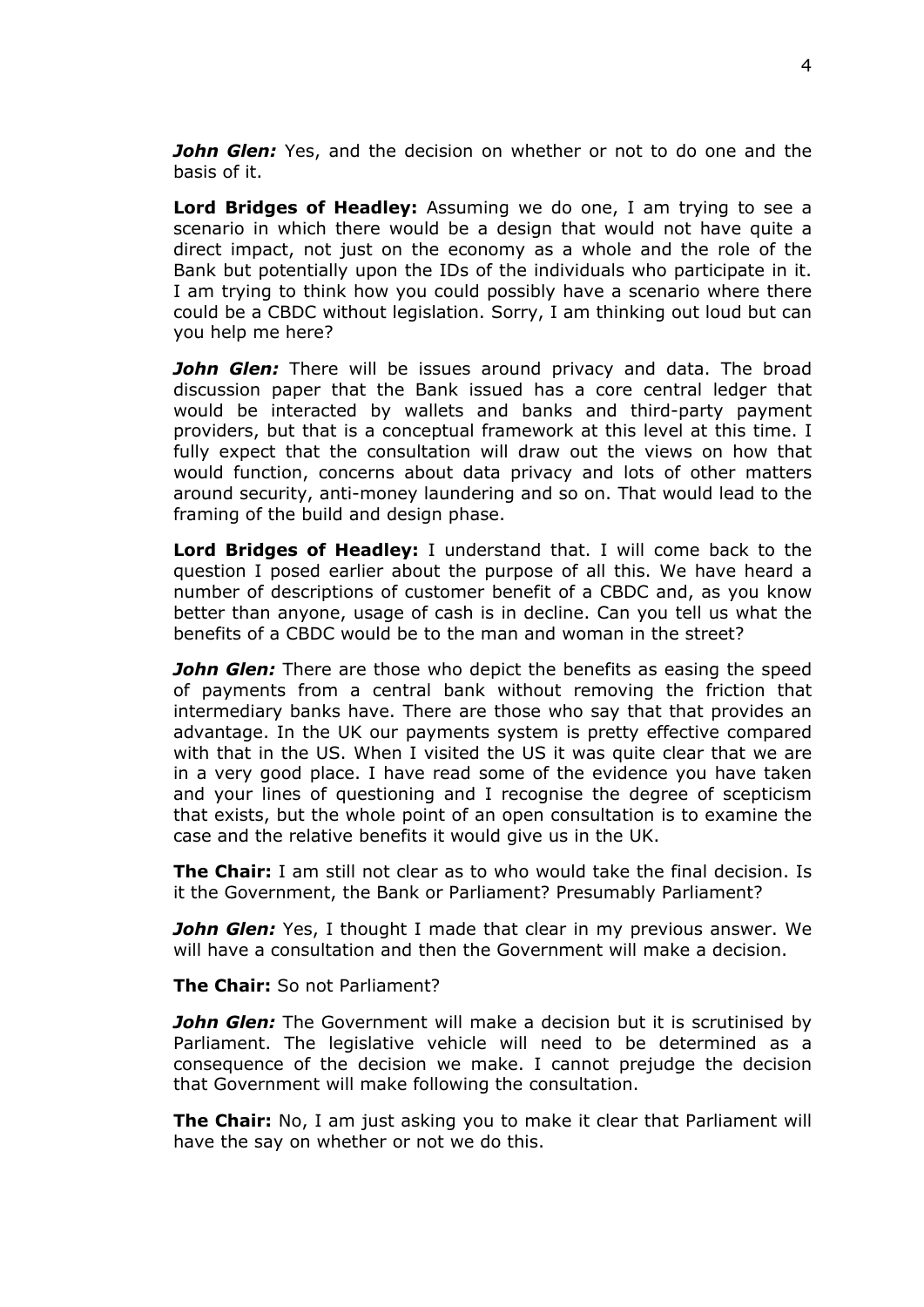***John Glen:*** Yes, and the decision on whether or not to do one and the basis of it.

**Lord Bridges of Headley:** Assuming we do one, I am trying to see a scenario in which there would be a design that would not have quite a direct impact, not just on the economy as a whole and the role of the Bank but potentially upon the IDs of the individuals who participate in it. I am trying to think how you could possibly have a scenario where there could be a CBDC without legislation. Sorry, I am thinking out loud but can you help me here?

***John Glen:*** There will be issues around privacy and data. The broad discussion paper that the Bank issued has a core central ledger that would be interacted by wallets and banks and third-party payment providers, but that is a conceptual framework at this level at this time. I fully expect that the consultation will draw out the views on how that would function, concerns about data privacy and lots of other matters around security, anti-money laundering and so on. That would lead to the framing of the build and design phase.

**Lord Bridges of Headley:** I understand that. I will come back to the question I posed earlier about the purpose of all this. We have heard a number of descriptions of customer benefit of a CBDC and, as you know better than anyone, usage of cash is in decline. Can you tell us what the benefits of a CBDC would be to the man and woman in the street?

***John Glen:*** There are those who depict the benefits as easing the speed of payments from a central bank without removing the friction that intermediary banks have. There are those who say that that provides an advantage. In the UK our payments system is pretty effective compared with that in the US. When I visited the US it was quite clear that we are in a very good place. I have read some of the evidence you have taken and your lines of questioning and I recognise the degree of scepticism that exists, but the whole point of an open consultation is to examine the case and the relative benefits it would give us in the UK.

**The Chair:** I am still not clear as to who would take the final decision. Is it the Government, the Bank or Parliament? Presumably Parliament?

***John Glen:*** Yes, I thought I made that clear in my previous answer. We will have a consultation and then the Government will make a decision.

**The Chair:** So not Parliament?

***John Glen:*** The Government will make a decision but it is scrutinised by Parliament. The legislative vehicle will need to be determined as a consequence of the decision we make. I cannot prejudge the decision that Government will make following the consultation.

**The Chair:** No, I am just asking you to make it clear that Parliament will have the say on whether or not we do this.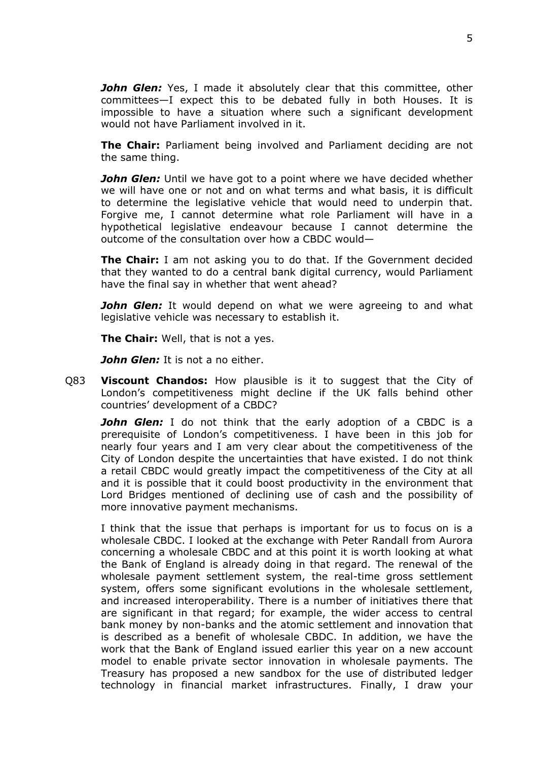***John Glen:*** Yes, I made it absolutely clear that this committee, other committees—I expect this to be debated fully in both Houses. It is impossible to have a situation where such a significant development would not have Parliament involved in it.

**The Chair:** Parliament being involved and Parliament deciding are not the same thing.

***John Glen:*** Until we have got to a point where we have decided whether we will have one or not and on what terms and what basis, it is difficult to determine the legislative vehicle that would need to underpin that. Forgive me, I cannot determine what role Parliament will have in a hypothetical legislative endeavour because I cannot determine the outcome of the consultation over how a CBDC would—

**The Chair:** I am not asking you to do that. If the Government decided that they wanted to do a central bank digital currency, would Parliament have the final say in whether that went ahead?

***John Glen:*** It would depend on what we were agreeing to and what legislative vehicle was necessary to establish it.

**The Chair:** Well, that is not a yes.

***John Glen:*** It is not a no either.

Q83 **Viscount Chandos:** How plausible is it to suggest that the City of London's competitiveness might decline if the UK falls behind other countries' development of a CBDC?

***John Glen:*** I do not think that the early adoption of a CBDC is a prerequisite of London's competitiveness. I have been in this job for nearly four years and I am very clear about the competitiveness of the City of London despite the uncertainties that have existed. I do not think a retail CBDC would greatly impact the competitiveness of the City at all and it is possible that it could boost productivity in the environment that Lord Bridges mentioned of declining use of cash and the possibility of more innovative payment mechanisms.

I think that the issue that perhaps is important for us to focus on is a wholesale CBDC. I looked at the exchange with Peter Randall from Aurora concerning a wholesale CBDC and at this point it is worth looking at what the Bank of England is already doing in that regard. The renewal of the wholesale payment settlement system, the real-time gross settlement system, offers some significant evolutions in the wholesale settlement, and increased interoperability. There is a number of initiatives there that are significant in that regard; for example, the wider access to central bank money by non-banks and the atomic settlement and innovation that is described as a benefit of wholesale CBDC. In addition, we have the work that the Bank of England issued earlier this year on a new account model to enable private sector innovation in wholesale payments. The Treasury has proposed a new sandbox for the use of distributed ledger technology in financial market infrastructures. Finally, I draw your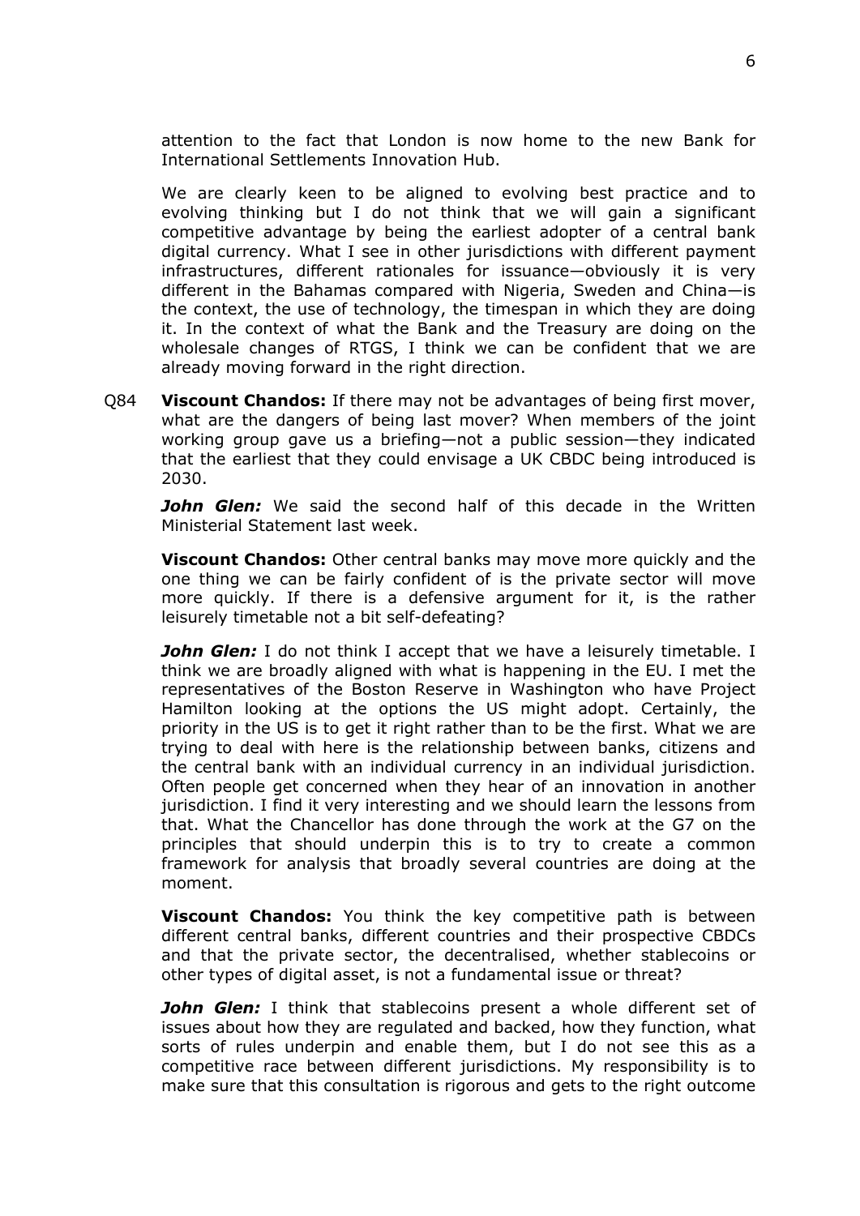attention to the fact that London is now home to the new Bank for International Settlements Innovation Hub.

We are clearly keen to be aligned to evolving best practice and to evolving thinking but I do not think that we will gain a significant competitive advantage by being the earliest adopter of a central bank digital currency. What I see in other jurisdictions with different payment infrastructures, different rationales for issuance—obviously it is very different in the Bahamas compared with Nigeria, Sweden and China—is the context, the use of technology, the timespan in which they are doing it. In the context of what the Bank and the Treasury are doing on the wholesale changes of RTGS, I think we can be confident that we are already moving forward in the right direction.

Q84 **Viscount Chandos:** If there may not be advantages of being first mover, what are the dangers of being last mover? When members of the joint working group gave us a briefing—not a public session—they indicated that the earliest that they could envisage a UK CBDC being introduced is 2030.

***John Glen:*** We said the second half of this decade in the Written Ministerial Statement last week.

**Viscount Chandos:** Other central banks may move more quickly and the one thing we can be fairly confident of is the private sector will move more quickly. If there is a defensive argument for it, is the rather leisurely timetable not a bit self-defeating?

***John Glen:*** I do not think I accept that we have a leisurely timetable. I think we are broadly aligned with what is happening in the EU. I met the representatives of the Boston Reserve in Washington who have Project Hamilton looking at the options the US might adopt. Certainly, the priority in the US is to get it right rather than to be the first. What we are trying to deal with here is the relationship between banks, citizens and the central bank with an individual currency in an individual jurisdiction. Often people get concerned when they hear of an innovation in another jurisdiction. I find it very interesting and we should learn the lessons from that. What the Chancellor has done through the work at the G7 on the principles that should underpin this is to try to create a common framework for analysis that broadly several countries are doing at the moment.

**Viscount Chandos:** You think the key competitive path is between different central banks, different countries and their prospective CBDCs and that the private sector, the decentralised, whether stablecoins or other types of digital asset, is not a fundamental issue or threat?

***John Glen:*** I think that stablecoins present a whole different set of issues about how they are regulated and backed, how they function, what sorts of rules underpin and enable them, but I do not see this as a competitive race between different jurisdictions. My responsibility is to make sure that this consultation is rigorous and gets to the right outcome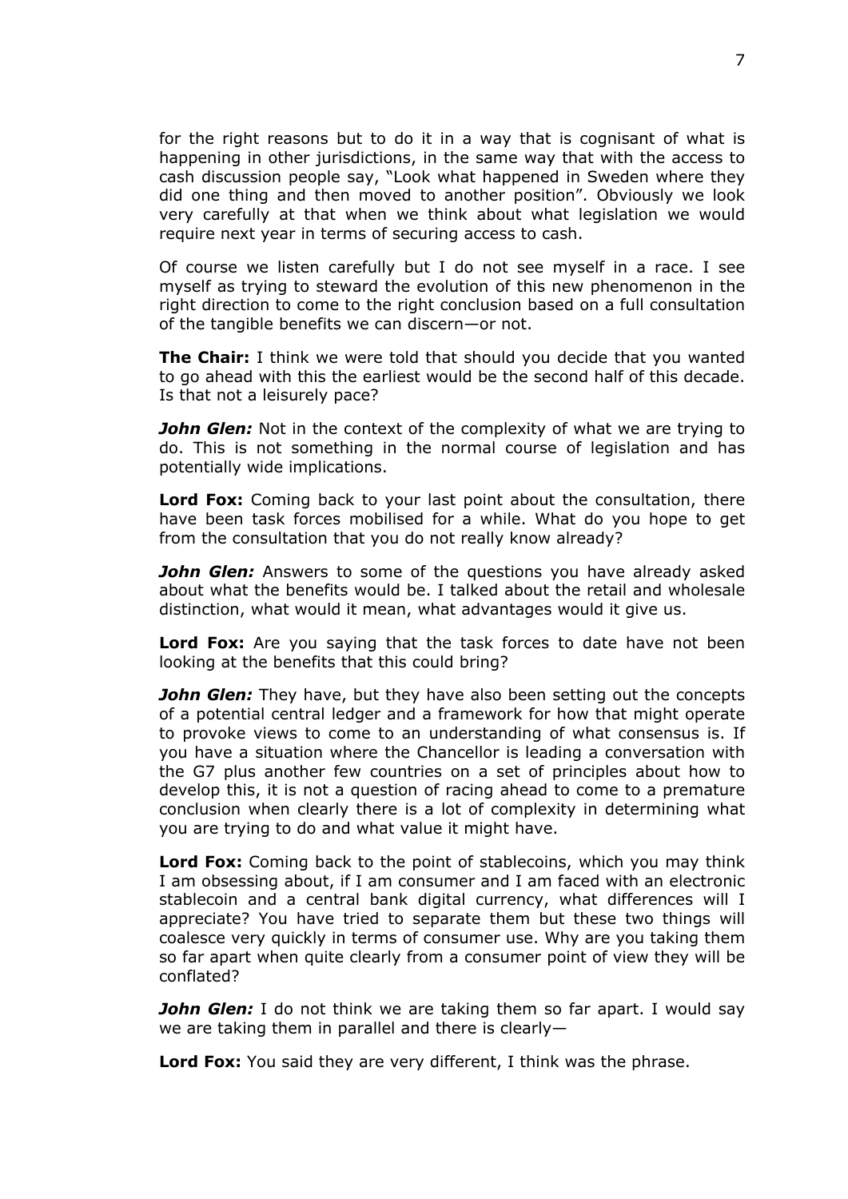for the right reasons but to do it in a way that is cognisant of what is happening in other jurisdictions, in the same way that with the access to cash discussion people say, "Look what happened in Sweden where they did one thing and then moved to another position". Obviously we look very carefully at that when we think about what legislation we would require next year in terms of securing access to cash.

Of course we listen carefully but I do not see myself in a race. I see myself as trying to steward the evolution of this new phenomenon in the right direction to come to the right conclusion based on a full consultation of the tangible benefits we can discern—or not.

**The Chair:** I think we were told that should you decide that you wanted to go ahead with this the earliest would be the second half of this decade. Is that not a leisurely pace?

***John Glen:*** Not in the context of the complexity of what we are trying to do. This is not something in the normal course of legislation and has potentially wide implications.

**Lord Fox:** Coming back to your last point about the consultation, there have been task forces mobilised for a while. What do you hope to get from the consultation that you do not really know already?

***John Glen:*** Answers to some of the questions you have already asked about what the benefits would be. I talked about the retail and wholesale distinction, what would it mean, what advantages would it give us.

**Lord Fox:** Are you saying that the task forces to date have not been looking at the benefits that this could bring?

***John Glen:*** They have, but they have also been setting out the concepts of a potential central ledger and a framework for how that might operate to provoke views to come to an understanding of what consensus is. If you have a situation where the Chancellor is leading a conversation with the G7 plus another few countries on a set of principles about how to develop this, it is not a question of racing ahead to come to a premature conclusion when clearly there is a lot of complexity in determining what you are trying to do and what value it might have.

**Lord Fox:** Coming back to the point of stablecoins, which you may think I am obsessing about, if I am consumer and I am faced with an electronic stablecoin and a central bank digital currency, what differences will I appreciate? You have tried to separate them but these two things will coalesce very quickly in terms of consumer use. Why are you taking them so far apart when quite clearly from a consumer point of view they will be conflated?

***John Glen:*** I do not think we are taking them so far apart. I would say we are taking them in parallel and there is clearly—

**Lord Fox:** You said they are very different, I think was the phrase.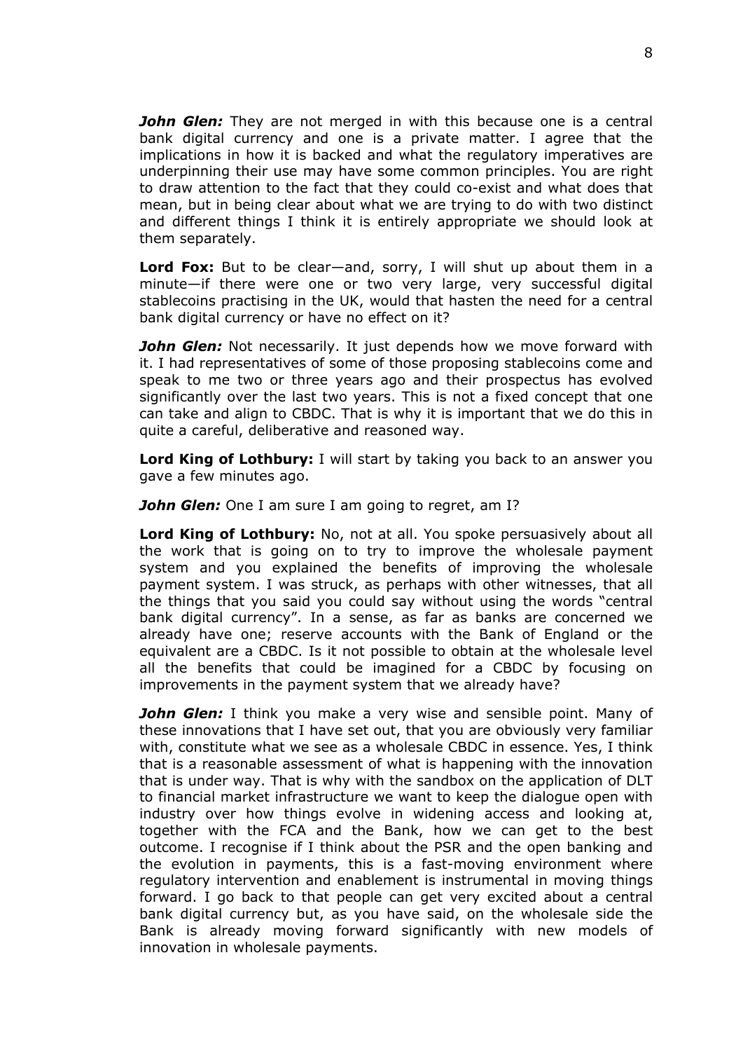***John Glen:*** They are not merged in with this because one is a central bank digital currency and one is a private matter. I agree that the implications in how it is backed and what the regulatory imperatives are underpinning their use may have some common principles. You are right to draw attention to the fact that they could co-exist and what does that mean, but in being clear about what we are trying to do with two distinct and different things I think it is entirely appropriate we should look at them separately.

**Lord Fox:** But to be clear—and, sorry, I will shut up about them in a minute—if there were one or two very large, very successful digital stablecoins practising in the UK, would that hasten the need for a central bank digital currency or have no effect on it?

***John Glen:*** Not necessarily. It just depends how we move forward with it. I had representatives of some of those proposing stablecoins come and speak to me two or three years ago and their prospectus has evolved significantly over the last two years. This is not a fixed concept that one can take and align to CBDC. That is why it is important that we do this in quite a careful, deliberative and reasoned way.

**Lord King of Lothbury:** I will start by taking you back to an answer you gave a few minutes ago.

***John Glen:*** One I am sure I am going to regret, am I?

**Lord King of Lothbury:** No, not at all. You spoke persuasively about all the work that is going on to try to improve the wholesale payment system and you explained the benefits of improving the wholesale payment system. I was struck, as perhaps with other witnesses, that all the things that you said you could say without using the words "central bank digital currency". In a sense, as far as banks are concerned we already have one; reserve accounts with the Bank of England or the equivalent are a CBDC. Is it not possible to obtain at the wholesale level all the benefits that could be imagined for a CBDC by focusing on improvements in the payment system that we already have?

***John Glen:*** I think you make a very wise and sensible point. Many of these innovations that I have set out, that you are obviously very familiar with, constitute what we see as a wholesale CBDC in essence. Yes, I think that is a reasonable assessment of what is happening with the innovation that is under way. That is why with the sandbox on the application of DLT to financial market infrastructure we want to keep the dialogue open with industry over how things evolve in widening access and looking at, together with the FCA and the Bank, how we can get to the best outcome. I recognise if I think about the PSR and the open banking and the evolution in payments, this is a fast-moving environment where regulatory intervention and enablement is instrumental in moving things forward. I go back to that people can get very excited about a central bank digital currency but, as you have said, on the wholesale side the Bank is already moving forward significantly with new models of innovation in wholesale payments.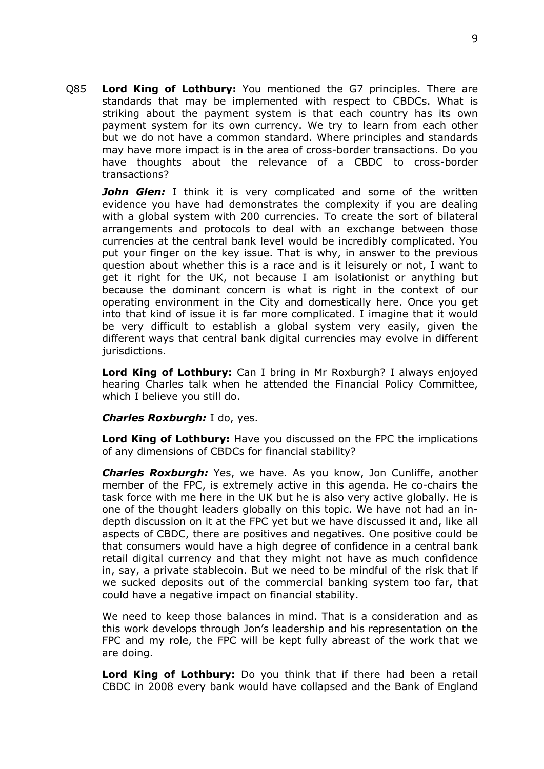Q85 **Lord King of Lothbury:** You mentioned the G7 principles. There are standards that may be implemented with respect to CBDCs. What is striking about the payment system is that each country has its own payment system for its own currency. We try to learn from each other but we do not have a common standard. Where principles and standards may have more impact is in the area of cross-border transactions. Do you have thoughts about the relevance of a CBDC to cross-border transactions?

***John Glen:*** I think it is very complicated and some of the written evidence you have had demonstrates the complexity if you are dealing with a global system with 200 currencies. To create the sort of bilateral arrangements and protocols to deal with an exchange between those currencies at the central bank level would be incredibly complicated. You put your finger on the key issue. That is why, in answer to the previous question about whether this is a race and is it leisurely or not, I want to get it right for the UK, not because I am isolationist or anything but because the dominant concern is what is right in the context of our operating environment in the City and domestically here. Once you get into that kind of issue it is far more complicated. I imagine that it would be very difficult to establish a global system very easily, given the different ways that central bank digital currencies may evolve in different jurisdictions.

**Lord King of Lothbury:** Can I bring in Mr Roxburgh? I always enjoyed hearing Charles talk when he attended the Financial Policy Committee, which I believe you still do.

***Charles Roxburgh:*** I do, yes.

**Lord King of Lothbury:** Have you discussed on the FPC the implications of any dimensions of CBDCs for financial stability?

***Charles Roxburgh:*** Yes, we have. As you know, Jon Cunliffe, another member of the FPC, is extremely active in this agenda. He co-chairs the task force with me here in the UK but he is also very active globally. He is one of the thought leaders globally on this topic. We have not had an in-depth discussion on it at the FPC yet but we have discussed it and, like all aspects of CBDC, there are positives and negatives. One positive could be that consumers would have a high degree of confidence in a central bank retail digital currency and that they might not have as much confidence in, say, a private stablecoin. But we need to be mindful of the risk that if we sucked deposits out of the commercial banking system too far, that could have a negative impact on financial stability.

We need to keep those balances in mind. That is a consideration and as this work develops through Jon's leadership and his representation on the FPC and my role, the FPC will be kept fully abreast of the work that we are doing.

**Lord King of Lothbury:** Do you think that if there had been a retail CBDC in 2008 every bank would have collapsed and the Bank of England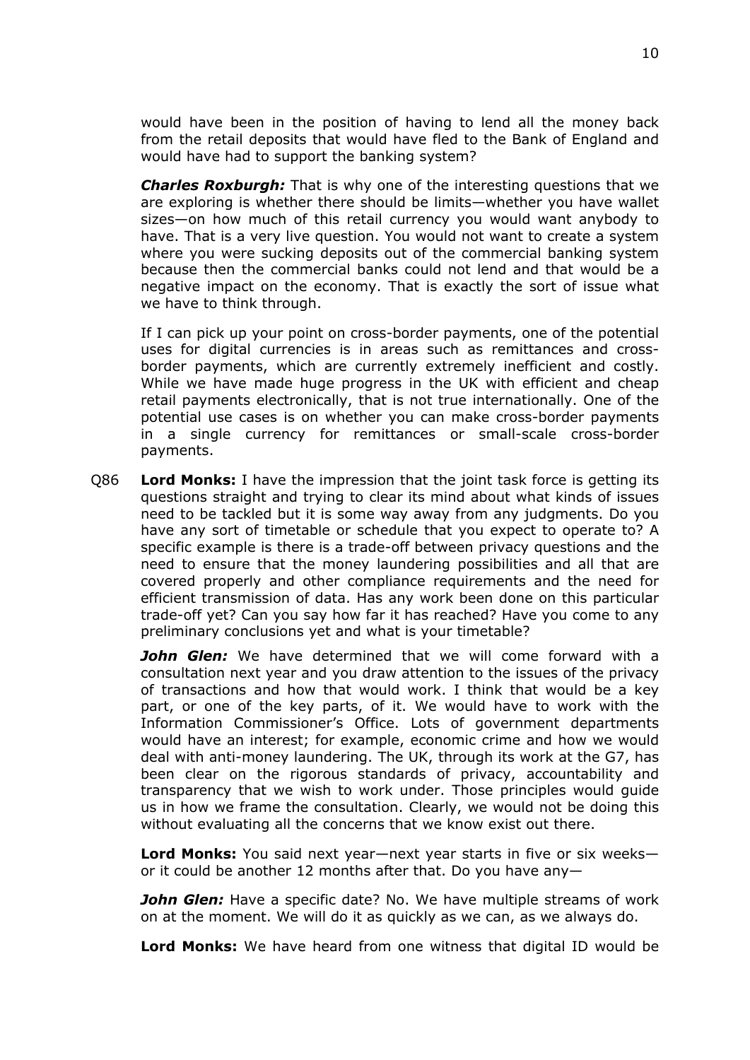would have been in the position of having to lend all the money back from the retail deposits that would have fled to the Bank of England and would have had to support the banking system?

***Charles Roxburgh:*** That is why one of the interesting questions that we are exploring is whether there should be limits—whether you have wallet sizes—on how much of this retail currency you would want anybody to have. That is a very live question. You would not want to create a system where you were sucking deposits out of the commercial banking system because then the commercial banks could not lend and that would be a negative impact on the economy. That is exactly the sort of issue what we have to think through.

If I can pick up your point on cross-border payments, one of the potential uses for digital currencies is in areas such as remittances and cross-border payments, which are currently extremely inefficient and costly. While we have made huge progress in the UK with efficient and cheap retail payments electronically, that is not true internationally. One of the potential use cases is on whether you can make cross-border payments in a single currency for remittances or small-scale cross-border payments.

Q86 **Lord Monks:** I have the impression that the joint task force is getting its questions straight and trying to clear its mind about what kinds of issues need to be tackled but it is some way away from any judgments. Do you have any sort of timetable or schedule that you expect to operate to? A specific example is there is a trade-off between privacy questions and the need to ensure that the money laundering possibilities and all that are covered properly and other compliance requirements and the need for efficient transmission of data. Has any work been done on this particular trade-off yet? Can you say how far it has reached? Have you come to any preliminary conclusions yet and what is your timetable?

***John Glen:*** We have determined that we will come forward with a consultation next year and you draw attention to the issues of the privacy of transactions and how that would work. I think that would be a key part, or one of the key parts, of it. We would have to work with the Information Commissioner's Office. Lots of government departments would have an interest; for example, economic crime and how we would deal with anti-money laundering. The UK, through its work at the G7, has been clear on the rigorous standards of privacy, accountability and transparency that we wish to work under. Those principles would guide us in how we frame the consultation. Clearly, we would not be doing this without evaluating all the concerns that we know exist out there.

**Lord Monks:** You said next year—next year starts in five or six weeks—or it could be another 12 months after that. Do you have any—

***John Glen:*** Have a specific date? No. We have multiple streams of work on at the moment. We will do it as quickly as we can, as we always do.

**Lord Monks:** We have heard from one witness that digital ID would be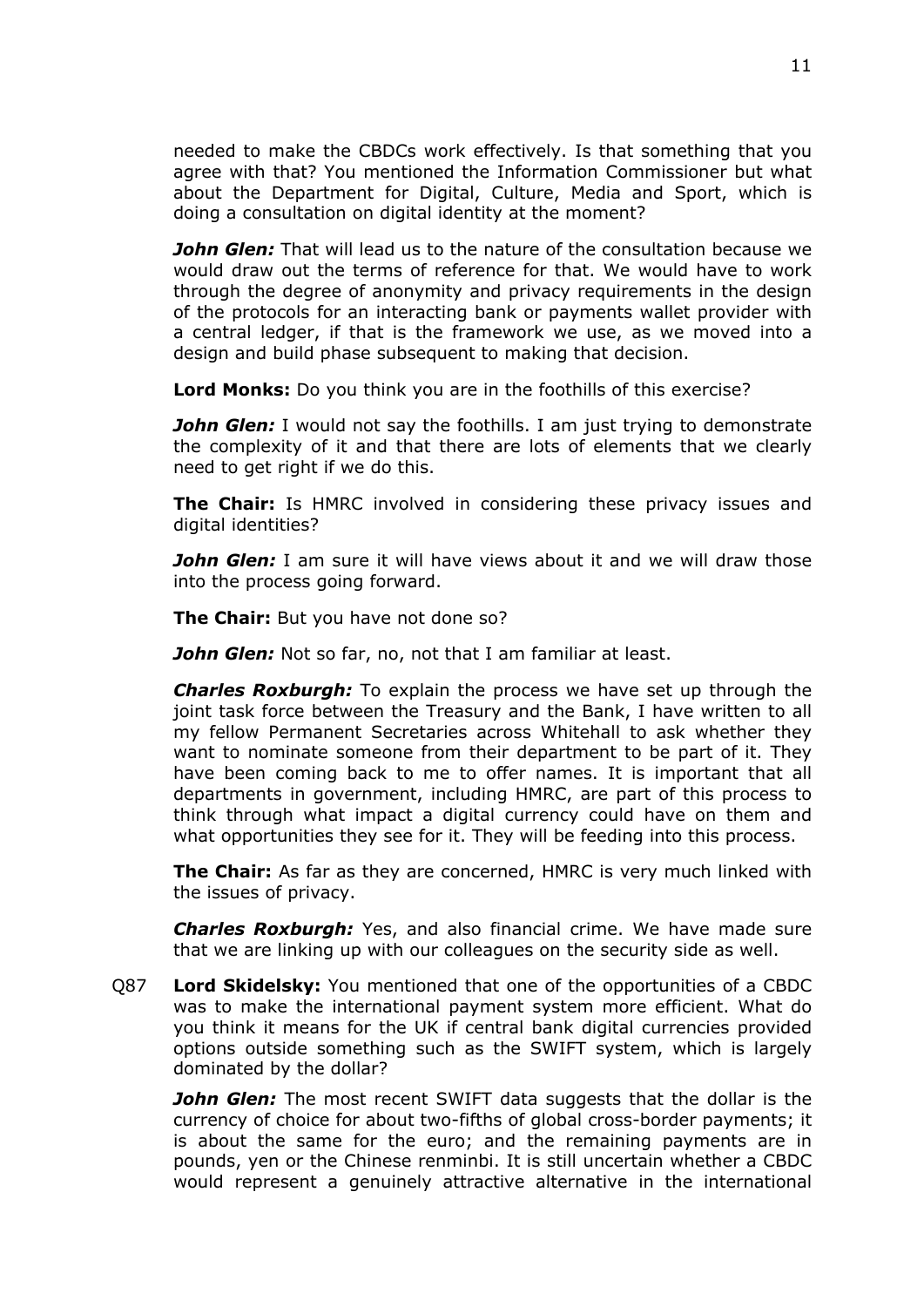needed to make the CBDCs work effectively. Is that something that you agree with that? You mentioned the Information Commissioner but what about the Department for Digital, Culture, Media and Sport, which is doing a consultation on digital identity at the moment?

***John Glen:*** That will lead us to the nature of the consultation because we would draw out the terms of reference for that. We would have to work through the degree of anonymity and privacy requirements in the design of the protocols for an interacting bank or payments wallet provider with a central ledger, if that is the framework we use, as we moved into a design and build phase subsequent to making that decision.

**Lord Monks:** Do you think you are in the foothills of this exercise?

***John Glen:*** I would not say the foothills. I am just trying to demonstrate the complexity of it and that there are lots of elements that we clearly need to get right if we do this.

**The Chair:** Is HMRC involved in considering these privacy issues and digital identities?

***John Glen:*** I am sure it will have views about it and we will draw those into the process going forward.

**The Chair:** But you have not done so?

***John Glen:*** Not so far, no, not that I am familiar at least.

***Charles Roxburgh:*** To explain the process we have set up through the joint task force between the Treasury and the Bank, I have written to all my fellow Permanent Secretaries across Whitehall to ask whether they want to nominate someone from their department to be part of it. They have been coming back to me to offer names. It is important that all departments in government, including HMRC, are part of this process to think through what impact a digital currency could have on them and what opportunities they see for it. They will be feeding into this process.

**The Chair:** As far as they are concerned, HMRC is very much linked with the issues of privacy.

***Charles Roxburgh:*** Yes, and also financial crime. We have made sure that we are linking up with our colleagues on the security side as well.

Q87 **Lord Skidelsky:** You mentioned that one of the opportunities of a CBDC was to make the international payment system more efficient. What do you think it means for the UK if central bank digital currencies provided options outside something such as the SWIFT system, which is largely dominated by the dollar?

***John Glen:*** The most recent SWIFT data suggests that the dollar is the currency of choice for about two-fifths of global cross-border payments; it is about the same for the euro; and the remaining payments are in pounds, yen or the Chinese renminbi. It is still uncertain whether a CBDC would represent a genuinely attractive alternative in the international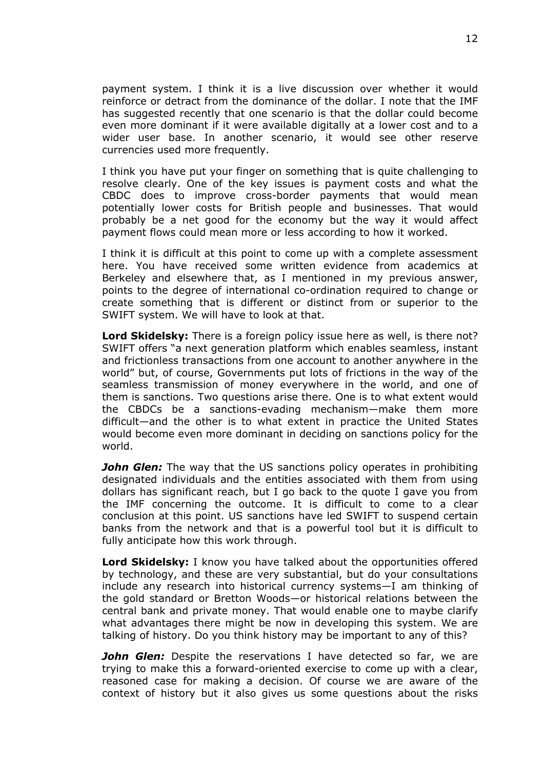payment system. I think it is a live discussion over whether it would reinforce or detract from the dominance of the dollar. I note that the IMF has suggested recently that one scenario is that the dollar could become even more dominant if it were available digitally at a lower cost and to a wider user base. In another scenario, it would see other reserve currencies used more frequently.

I think you have put your finger on something that is quite challenging to resolve clearly. One of the key issues is payment costs and what the CBDC does to improve cross-border payments that would mean potentially lower costs for British people and businesses. That would probably be a net good for the economy but the way it would affect payment flows could mean more or less according to how it worked.

I think it is difficult at this point to come up with a complete assessment here. You have received some written evidence from academics at Berkeley and elsewhere that, as I mentioned in my previous answer, points to the degree of international co-ordination required to change or create something that is different or distinct from or superior to the SWIFT system. We will have to look at that.

**Lord Skidelsky:** There is a foreign policy issue here as well, is there not? SWIFT offers "a next generation platform which enables seamless, instant and frictionless transactions from one account to another anywhere in the world" but, of course, Governments put lots of frictions in the way of the seamless transmission of money everywhere in the world, and one of them is sanctions. Two questions arise there. One is to what extent would the CBDCs be a sanctions-evading mechanism—make them more difficult—and the other is to what extent in practice the United States would become even more dominant in deciding on sanctions policy for the world.

***John Glen:*** The way that the US sanctions policy operates in prohibiting designated individuals and the entities associated with them from using dollars has significant reach, but I go back to the quote I gave you from the IMF concerning the outcome. It is difficult to come to a clear conclusion at this point. US sanctions have led SWIFT to suspend certain banks from the network and that is a powerful tool but it is difficult to fully anticipate how this work through.

**Lord Skidelsky:** I know you have talked about the opportunities offered by technology, and these are very substantial, but do your consultations include any research into historical currency systems—I am thinking of the gold standard or Bretton Woods—or historical relations between the central bank and private money. That would enable one to maybe clarify what advantages there might be now in developing this system. We are talking of history. Do you think history may be important to any of this?

***John Glen:*** Despite the reservations I have detected so far, we are trying to make this a forward-oriented exercise to come up with a clear, reasoned case for making a decision. Of course we are aware of the context of history but it also gives us some questions about the risks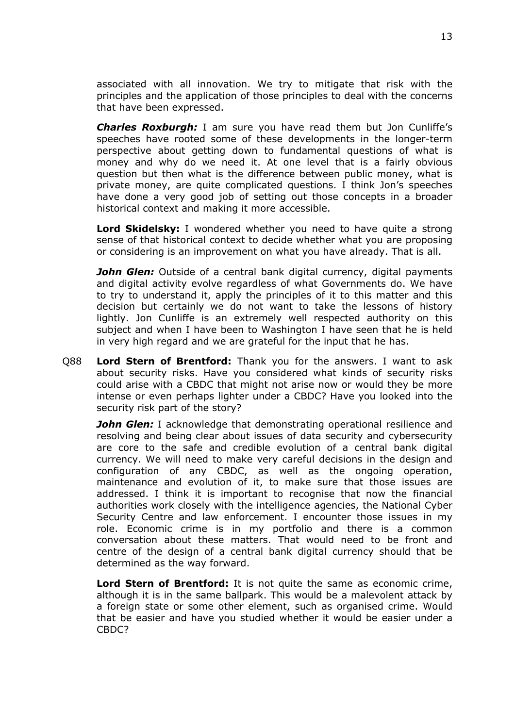associated with all innovation. We try to mitigate that risk with the principles and the application of those principles to deal with the concerns that have been expressed.

***Charles Roxburgh:*** I am sure you have read them but Jon Cunliffe's speeches have rooted some of these developments in the longer-term perspective about getting down to fundamental questions of what is money and why do we need it. At one level that is a fairly obvious question but then what is the difference between public money, what is private money, are quite complicated questions. I think Jon's speeches have done a very good job of setting out those concepts in a broader historical context and making it more accessible.

**Lord Skidelsky:** I wondered whether you need to have quite a strong sense of that historical context to decide whether what you are proposing or considering is an improvement on what you have already. That is all.

***John Glen:*** Outside of a central bank digital currency, digital payments and digital activity evolve regardless of what Governments do. We have to try to understand it, apply the principles of it to this matter and this decision but certainly we do not want to take the lessons of history lightly. Jon Cunliffe is an extremely well respected authority on this subject and when I have been to Washington I have seen that he is held in very high regard and we are grateful for the input that he has.

Q88 **Lord Stern of Brentford:** Thank you for the answers. I want to ask about security risks. Have you considered what kinds of security risks could arise with a CBDC that might not arise now or would they be more intense or even perhaps lighter under a CBDC? Have you looked into the security risk part of the story?

***John Glen:*** I acknowledge that demonstrating operational resilience and resolving and being clear about issues of data security and cybersecurity are core to the safe and credible evolution of a central bank digital currency. We will need to make very careful decisions in the design and configuration of any CBDC, as well as the ongoing operation, maintenance and evolution of it, to make sure that those issues are addressed. I think it is important to recognise that now the financial authorities work closely with the intelligence agencies, the National Cyber Security Centre and law enforcement. I encounter those issues in my role. Economic crime is in my portfolio and there is a common conversation about these matters. That would need to be front and centre of the design of a central bank digital currency should that be determined as the way forward.

**Lord Stern of Brentford:** It is not quite the same as economic crime, although it is in the same ballpark. This would be a malevolent attack by a foreign state or some other element, such as organised crime. Would that be easier and have you studied whether it would be easier under a CBDC?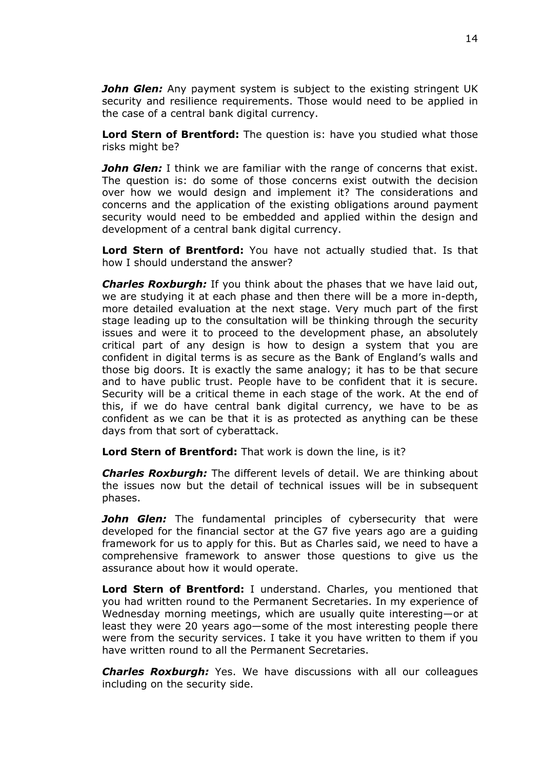***John Glen:*** Any payment system is subject to the existing stringent UK security and resilience requirements. Those would need to be applied in the case of a central bank digital currency.

**Lord Stern of Brentford:** The question is: have you studied what those risks might be?

***John Glen:*** I think we are familiar with the range of concerns that exist. The question is: do some of those concerns exist outwith the decision over how we would design and implement it? The considerations and concerns and the application of the existing obligations around payment security would need to be embedded and applied within the design and development of a central bank digital currency.

**Lord Stern of Brentford:** You have not actually studied that. Is that how I should understand the answer?

***Charles Roxburgh:*** If you think about the phases that we have laid out, we are studying it at each phase and then there will be a more in-depth, more detailed evaluation at the next stage. Very much part of the first stage leading up to the consultation will be thinking through the security issues and were it to proceed to the development phase, an absolutely critical part of any design is how to design a system that you are confident in digital terms is as secure as the Bank of England's walls and those big doors. It is exactly the same analogy; it has to be that secure and to have public trust. People have to be confident that it is secure. Security will be a critical theme in each stage of the work. At the end of this, if we do have central bank digital currency, we have to be as confident as we can be that it is as protected as anything can be these days from that sort of cyberattack.

**Lord Stern of Brentford:** That work is down the line, is it?

***Charles Roxburgh:*** The different levels of detail. We are thinking about the issues now but the detail of technical issues will be in subsequent phases.

***John Glen:*** The fundamental principles of cybersecurity that were developed for the financial sector at the G7 five years ago are a guiding framework for us to apply for this. But as Charles said, we need to have a comprehensive framework to answer those questions to give us the assurance about how it would operate.

**Lord Stern of Brentford:** I understand. Charles, you mentioned that you had written round to the Permanent Secretaries. In my experience of Wednesday morning meetings, which are usually quite interesting—or at least they were 20 years ago—some of the most interesting people there were from the security services. I take it you have written to them if you have written round to all the Permanent Secretaries.

***Charles Roxburgh:*** Yes. We have discussions with all our colleagues including on the security side.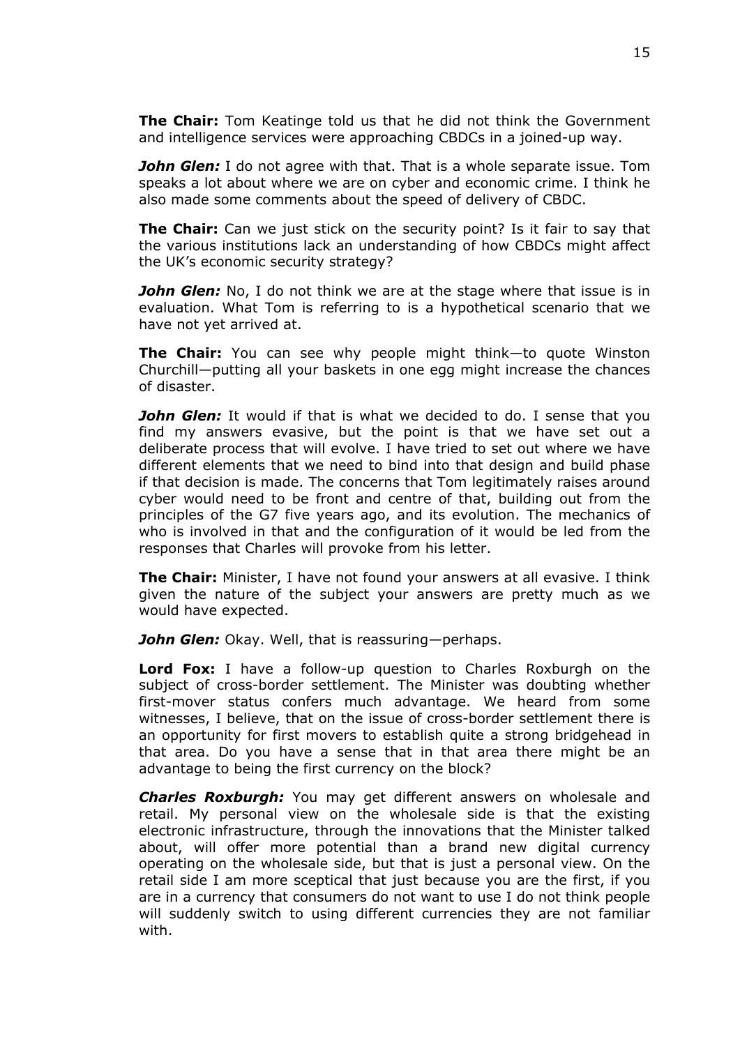**The Chair:** Tom Keatinge told us that he did not think the Government and intelligence services were approaching CBDCs in a joined-up way.

***John Glen:*** I do not agree with that. That is a whole separate issue. Tom speaks a lot about where we are on cyber and economic crime. I think he also made some comments about the speed of delivery of CBDC.

**The Chair:** Can we just stick on the security point? Is it fair to say that the various institutions lack an understanding of how CBDCs might affect the UK's economic security strategy?

***John Glen:*** No, I do not think we are at the stage where that issue is in evaluation. What Tom is referring to is a hypothetical scenario that we have not yet arrived at.

**The Chair:** You can see why people might think—to quote Winston Churchill—putting all your baskets in one egg might increase the chances of disaster.

***John Glen:*** It would if that is what we decided to do. I sense that you find my answers evasive, but the point is that we have set out a deliberate process that will evolve. I have tried to set out where we have different elements that we need to bind into that design and build phase if that decision is made. The concerns that Tom legitimately raises around cyber would need to be front and centre of that, building out from the principles of the G7 five years ago, and its evolution. The mechanics of who is involved in that and the configuration of it would be led from the responses that Charles will provoke from his letter.

**The Chair:** Minister, I have not found your answers at all evasive. I think given the nature of the subject your answers are pretty much as we would have expected.

***John Glen:*** Okay. Well, that is reassuring—perhaps.

**Lord Fox:** I have a follow-up question to Charles Roxburgh on the subject of cross-border settlement. The Minister was doubting whether first-mover status confers much advantage. We heard from some witnesses, I believe, that on the issue of cross-border settlement there is an opportunity for first movers to establish quite a strong bridgehead in that area. Do you have a sense that in that area there might be an advantage to being the first currency on the block?

***Charles Roxburgh:*** You may get different answers on wholesale and retail. My personal view on the wholesale side is that the existing electronic infrastructure, through the innovations that the Minister talked about, will offer more potential than a brand new digital currency operating on the wholesale side, but that is just a personal view. On the retail side I am more sceptical that just because you are the first, if you are in a currency that consumers do not want to use I do not think people will suddenly switch to using different currencies they are not familiar with.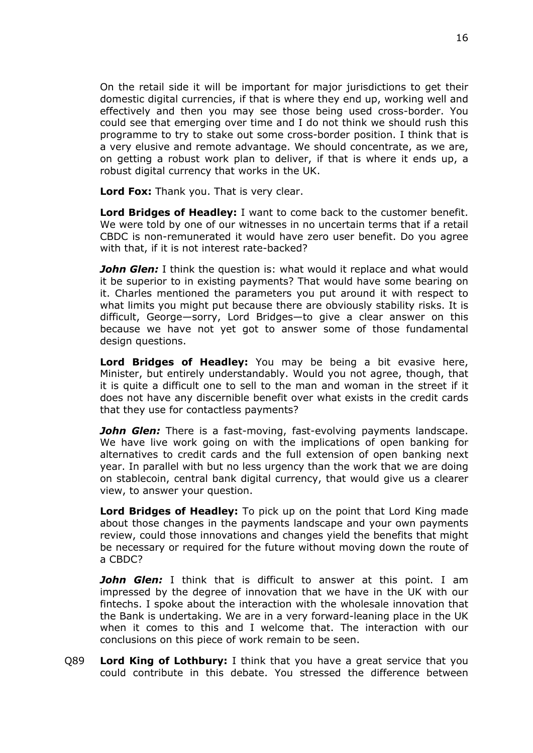On the retail side it will be important for major jurisdictions to get their domestic digital currencies, if that is where they end up, working well and effectively and then you may see those being used cross-border. You could see that emerging over time and I do not think we should rush this programme to try to stake out some cross-border position. I think that is a very elusive and remote advantage. We should concentrate, as we are, on getting a robust work plan to deliver, if that is where it ends up, a robust digital currency that works in the UK.

**Lord Fox:** Thank you. That is very clear.

**Lord Bridges of Headley:** I want to come back to the customer benefit. We were told by one of our witnesses in no uncertain terms that if a retail CBDC is non-remunerated it would have zero user benefit. Do you agree with that, if it is not interest rate-backed?

***John Glen:*** I think the question is: what would it replace and what would it be superior to in existing payments? That would have some bearing on it. Charles mentioned the parameters you put around it with respect to what limits you might put because there are obviously stability risks. It is difficult, George—sorry, Lord Bridges—to give a clear answer on this because we have not yet got to answer some of those fundamental design questions.

**Lord Bridges of Headley:** You may be being a bit evasive here, Minister, but entirely understandably. Would you not agree, though, that it is quite a difficult one to sell to the man and woman in the street if it does not have any discernible benefit over what exists in the credit cards that they use for contactless payments?

***John Glen:*** There is a fast-moving, fast-evolving payments landscape. We have live work going on with the implications of open banking for alternatives to credit cards and the full extension of open banking next year. In parallel with but no less urgency than the work that we are doing on stablecoin, central bank digital currency, that would give us a clearer view, to answer your question.

**Lord Bridges of Headley:** To pick up on the point that Lord King made about those changes in the payments landscape and your own payments review, could those innovations and changes yield the benefits that might be necessary or required for the future without moving down the route of a CBDC?

***John Glen:*** I think that is difficult to answer at this point. I am impressed by the degree of innovation that we have in the UK with our fintechs. I spoke about the interaction with the wholesale innovation that the Bank is undertaking. We are in a very forward-leaning place in the UK when it comes to this and I welcome that. The interaction with our conclusions on this piece of work remain to be seen.

Q89 **Lord King of Lothbury:** I think that you have a great service that you could contribute in this debate. You stressed the difference between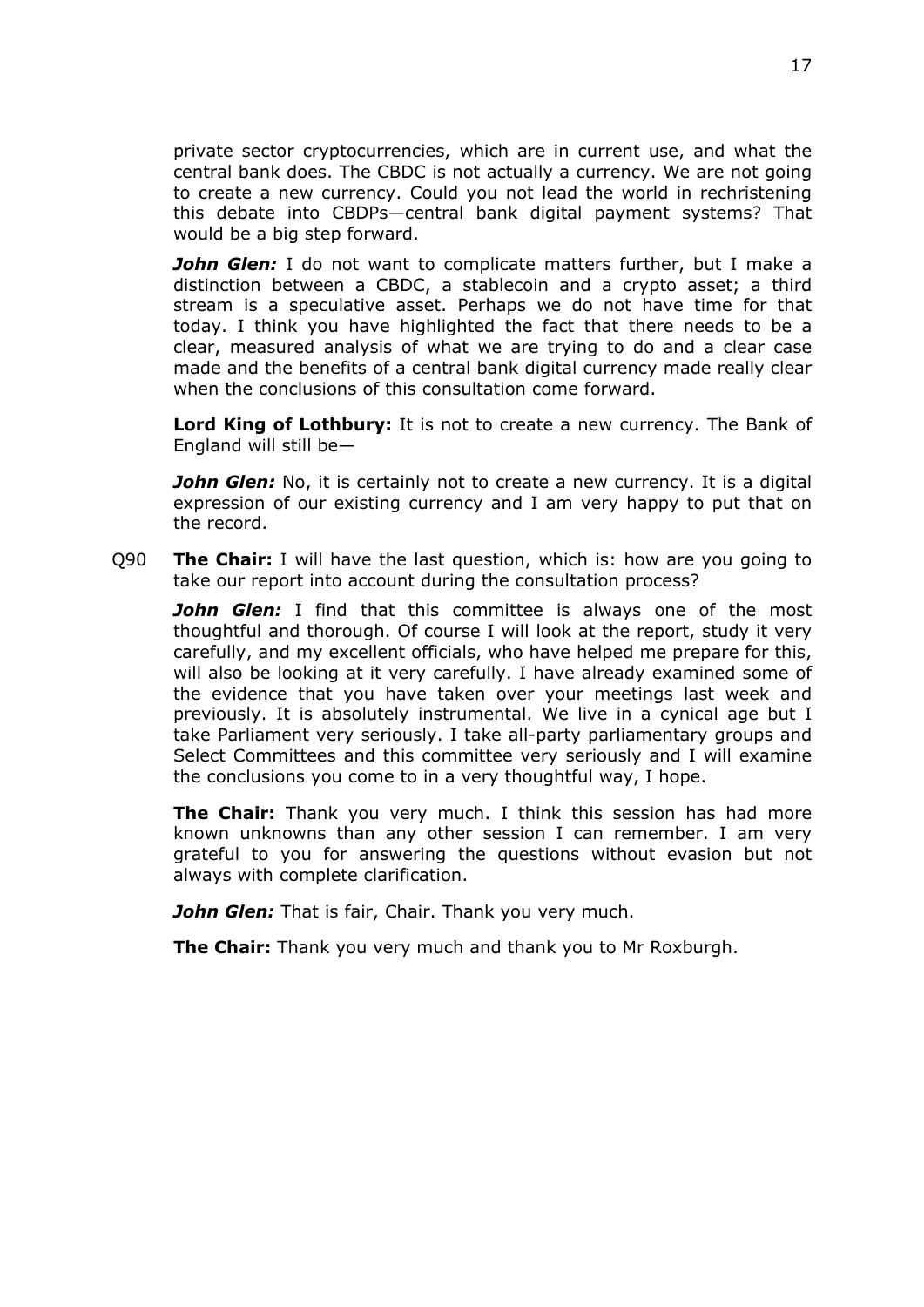private sector cryptocurrencies, which are in current use, and what the central bank does. The CBDC is not actually a currency. We are not going to create a new currency. Could you not lead the world in rechristening this debate into CBDPs—central bank digital payment systems? That would be a big step forward.

***John Glen:*** I do not want to complicate matters further, but I make a distinction between a CBDC, a stablecoin and a crypto asset; a third stream is a speculative asset. Perhaps we do not have time for that today. I think you have highlighted the fact that there needs to be a clear, measured analysis of what we are trying to do and a clear case made and the benefits of a central bank digital currency made really clear when the conclusions of this consultation come forward.

**Lord King of Lothbury:** It is not to create a new currency. The Bank of England will still be—

***John Glen:*** No, it is certainly not to create a new currency. It is a digital expression of our existing currency and I am very happy to put that on the record.

Q90 **The Chair:** I will have the last question, which is: how are you going to take our report into account during the consultation process?

***John Glen:*** I find that this committee is always one of the most thoughtful and thorough. Of course I will look at the report, study it very carefully, and my excellent officials, who have helped me prepare for this, will also be looking at it very carefully. I have already examined some of the evidence that you have taken over your meetings last week and previously. It is absolutely instrumental. We live in a cynical age but I take Parliament very seriously. I take all-party parliamentary groups and Select Committees and this committee very seriously and I will examine the conclusions you come to in a very thoughtful way, I hope.

**The Chair:** Thank you very much. I think this session has had more known unknowns than any other session I can remember. I am very grateful to you for answering the questions without evasion but not always with complete clarification.

***John Glen:*** That is fair, Chair. Thank you very much.

**The Chair:** Thank you very much and thank you to Mr Roxburgh.